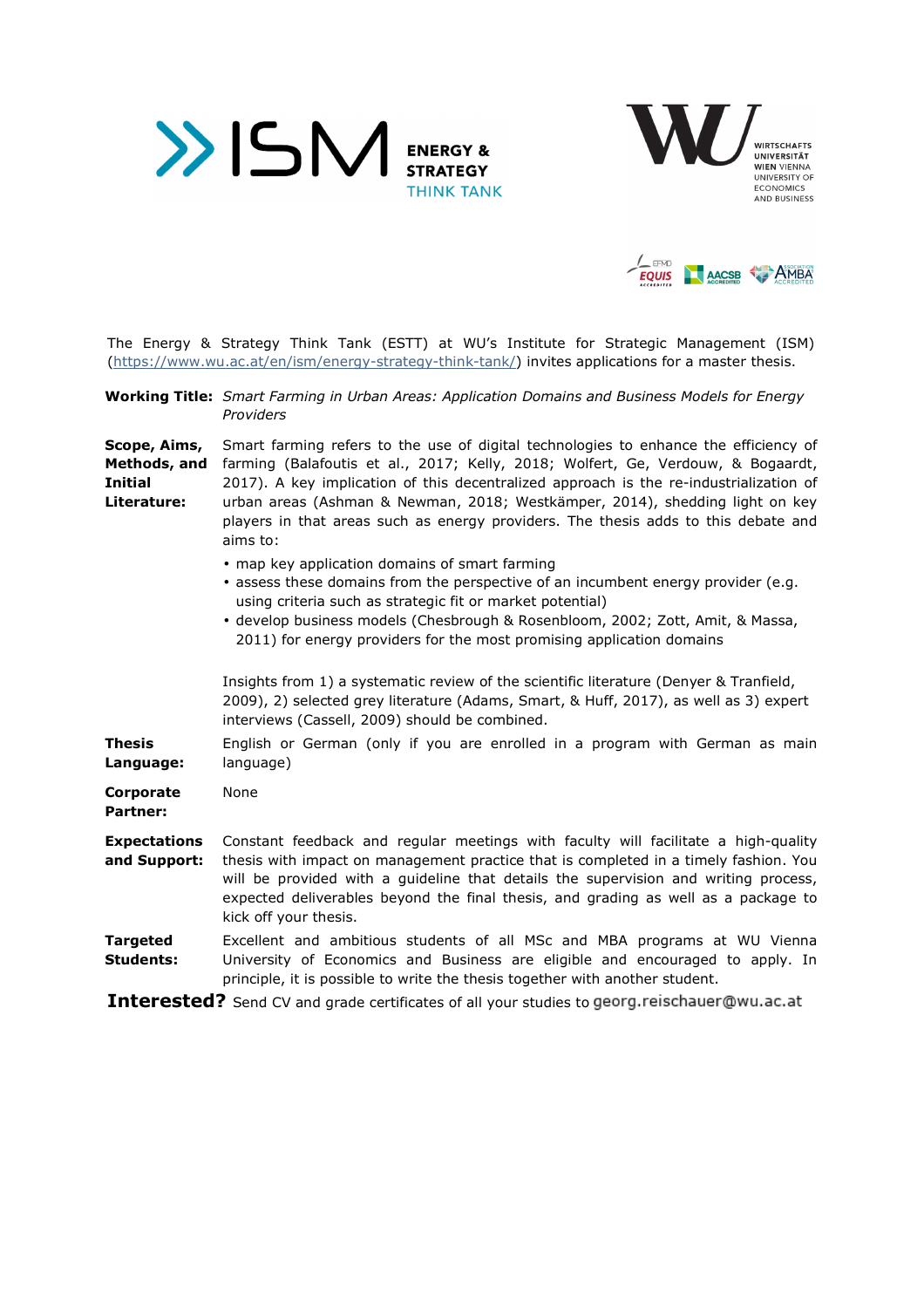The Energy & Strategy Think Tank (ESTT) at WU's Institute for Strategic Management (ISM) (https://www.wu.ac.at/en/ism/energy-strategy-think-tank/) invites applications for a master thesis.

**Working Title:** *Smart Farming in Urban Areas: Application Domains and Business Models for Energy Providers*

**Scope, Aims, Methods, and Initial Literature:** Smart farming refers to the use of digital technologies to enhance the efficiency of farming (Balafoutis et al., 2017; Kelly, 2018; Wolfert, Ge, Verdouw, & Bogaardt, 2017). A key implication of this decentralized approach is the re-industrialization of urban areas (Ashman & Newman, 2018; Westkämper, 2014), shedding light on key players in that areas such as energy providers. The thesis adds to this debate and aims to:

- map key application domains of smart farming
- assess these domains from the perspective of an incumbent energy provider (e.g. using criteria such as strategic fit or market potential)
- develop business models (Chesbrough & Rosenbloom, 2002; Zott, Amit, & Massa, 2011) for energy providers for the most promising application domains

Insights from 1) a systematic review of the scientific literature (Denyer & Tranfield, 2009), 2) selected grey literature (Adams, Smart, & Huff, 2017), as well as 3) expert interviews (Cassell, 2009) should be combined.

**Thesis Language:** English or German (only if you are enrolled in a program with German as main language)

**Corporate Partner:** None

**Expectations and Support:** Constant feedback and regular meetings with faculty will facilitate a high-quality thesis with impact on management practice that is completed in a timely fashion. You will be provided with a guideline that details the supervision and writing process, expected deliverables beyond the final thesis, and grading as well as a package to kick off your thesis.

**Targeted Students:** Excellent and ambitious students of all MSc and MBA programs at WU Vienna University of Economics and Business are eligible and encouraged to apply. In principle, it is possible to write the thesis together with another student.

**Interested?** Send CV and grade certificates of all your studies to georg.reischauer@wu.ac.at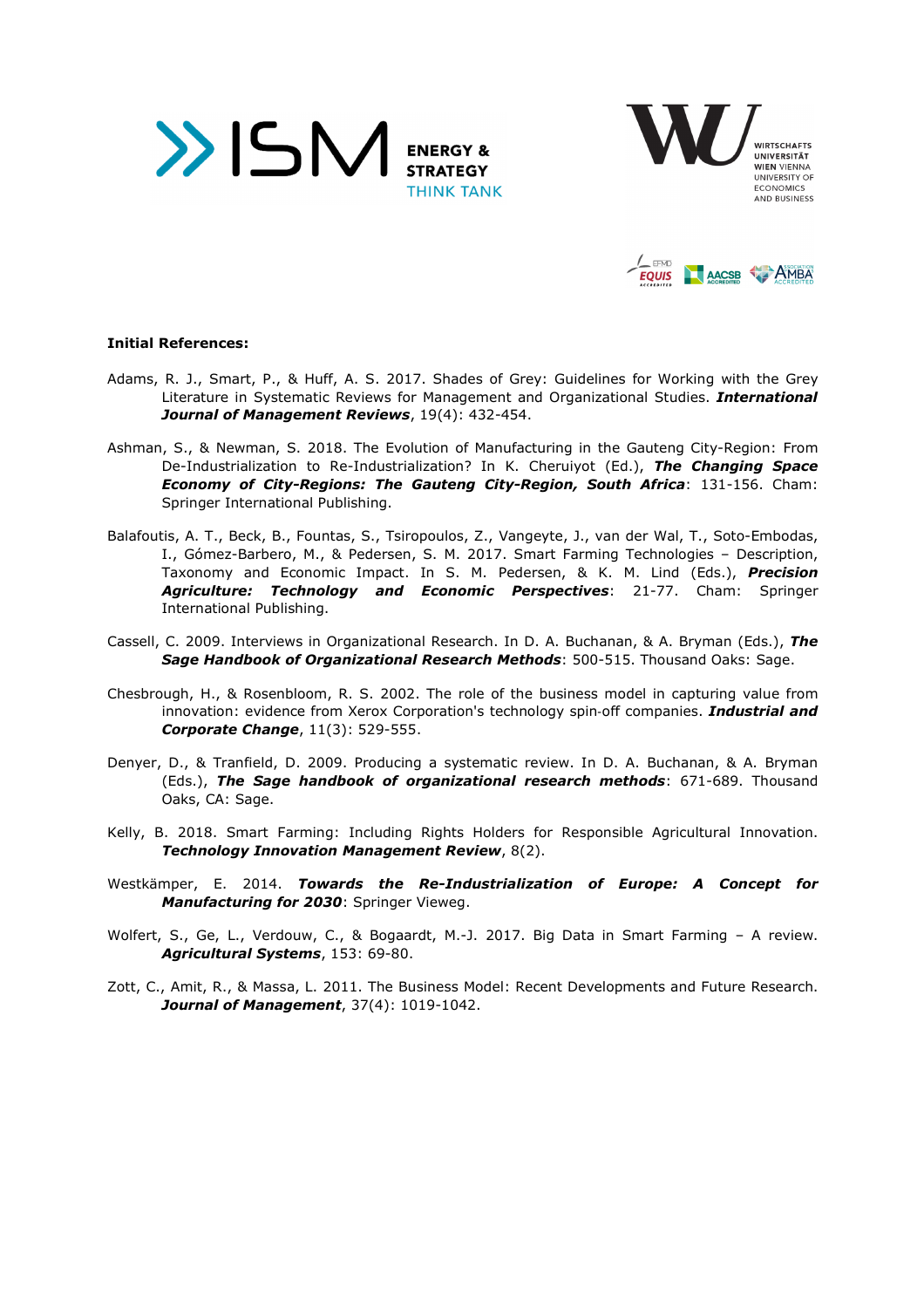**Initial References:**

Adams, R. J., Smart, P., & Huff, A. S. 2017. Shades of Grey: Guidelines for Working with the Grey Literature in Systematic Reviews for Management and Organizational Studies. ***International Journal of Management Reviews***, 19(4): 432-454.

Ashman, S., & Newman, S. 2018. The Evolution of Manufacturing in the Gauteng City-Region: From De-Industrialization to Re-Industrialization? In K. Cheruiyot (Ed.), ***The Changing Space Economy of City-Regions: The Gauteng City-Region, South Africa***: 131-156. Cham: Springer International Publishing.

Balafoutis, A. T., Beck, B., Fountas, S., Tsiropoulos, Z., Vangeyte, J., van der Wal, T., Soto-Embodas, I., Gómez-Barbero, M., & Pedersen, S. M. 2017. Smart Farming Technologies – Description, Taxonomy and Economic Impact. In S. M. Pedersen, & K. M. Lind (Eds.), ***Precision Agriculture: Technology and Economic Perspectives***: 21-77. Cham: Springer International Publishing.

Cassell, C. 2009. Interviews in Organizational Research. In D. A. Buchanan, & A. Bryman (Eds.), ***The Sage Handbook of Organizational Research Methods***: 500-515. Thousand Oaks: Sage.

Chesbrough, H., & Rosenbloom, R. S. 2002. The role of the business model in capturing value from innovation: evidence from Xerox Corporation's technology spin-off companies. ***Industrial and Corporate Change***, 11(3): 529-555.

Denyer, D., & Tranfield, D. 2009. Producing a systematic review. In D. A. Buchanan, & A. Bryman (Eds.), ***The Sage handbook of organizational research methods***: 671-689. Thousand Oaks, CA: Sage.

Kelly, B. 2018. Smart Farming: Including Rights Holders for Responsible Agricultural Innovation. ***Technology Innovation Management Review***, 8(2).

Westkämper, E. 2014. ***Towards the Re-Industrialization of Europe: A Concept for Manufacturing for 2030***: Springer Vieweg.

Wolfert, S., Ge, L., Verdouw, C., & Bogaardt, M.-J. 2017. Big Data in Smart Farming – A review. ***Agricultural Systems***, 153: 69-80.

Zott, C., Amit, R., & Massa, L. 2011. The Business Model: Recent Developments and Future Research. ***Journal of Management***, 37(4): 1019-1042.